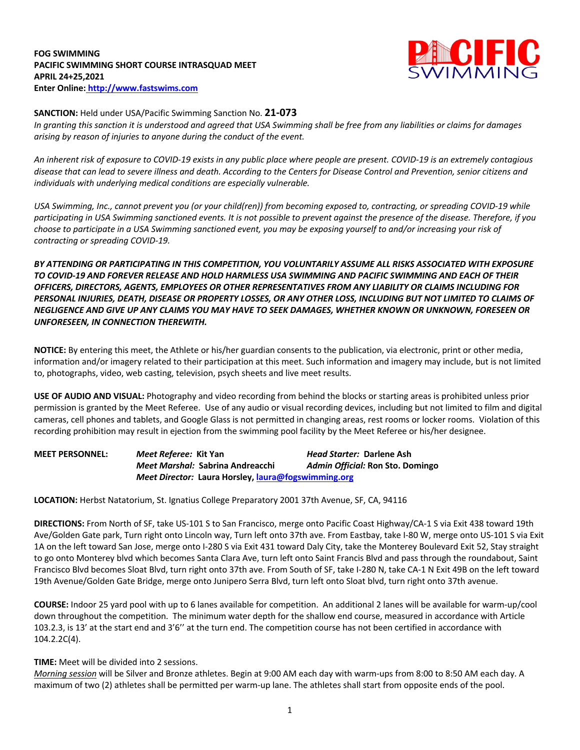**FOG SWIMMING**
**PACIFIC SWIMMING SHORT COURSE INTRASQUAD MEET**
**APRIL 24+25,2021**
**Enter Online: [http://www.fastswims.com](http://www.fastswims.com)**

**SANCTION:** Held under USA/Pacific Swimming Sanction No. **21-073**
*In granting this sanction it is understood and agreed that USA Swimming shall be free from any liabilities or claims for damages arising by reason of injuries to anyone during the conduct of the event.*

*An inherent risk of exposure to COVID-19 exists in any public place where people are present. COVID-19 is an extremely contagious disease that can lead to severe illness and death. According to the Centers for Disease Control and Prevention, senior citizens and individuals with underlying medical conditions are especially vulnerable.*

*USA Swimming, Inc., cannot prevent you (or your child(ren)) from becoming exposed to, contracting, or spreading COVID-19 while participating in USA Swimming sanctioned events. It is not possible to prevent against the presence of the disease. Therefore, if you choose to participate in a USA Swimming sanctioned event, you may be exposing yourself to and/or increasing your risk of contracting or spreading COVID-19.*

***BY ATTENDING OR PARTICIPATING IN THIS COMPETITION, YOU VOLUNTARILY ASSUME ALL RISKS ASSOCIATED WITH EXPOSURE TO COVID-19 AND FOREVER RELEASE AND HOLD HARMLESS USA SWIMMING AND PACIFIC SWIMMING AND EACH OF THEIR OFFICERS, DIRECTORS, AGENTS, EMPLOYEES OR OTHER REPRESENTATIVES FROM ANY LIABILITY OR CLAIMS INCLUDING FOR PERSONAL INJURIES, DEATH, DISEASE OR PROPERTY LOSSES, OR ANY OTHER LOSS, INCLUDING BUT NOT LIMITED TO CLAIMS OF NEGLIGENCE AND GIVE UP ANY CLAIMS YOU MAY HAVE TO SEEK DAMAGES, WHETHER KNOWN OR UNKNOWN, FORESEEN OR UNFORESEEN, IN CONNECTION THEREWITH.***

**NOTICE:** By entering this meet, the Athlete or his/her guardian consents to the publication, via electronic, print or other media, information and/or imagery related to their participation at this meet. Such information and imagery may include, but is not limited to, photographs, video, web casting, television, psych sheets and live meet results.

**USE OF AUDIO AND VISUAL:** Photography and video recording from behind the blocks or starting areas is prohibited unless prior permission is granted by the Meet Referee. Use of any audio or visual recording devices, including but not limited to film and digital cameras, cell phones and tablets, and Google Glass is not permitted in changing areas, rest rooms or locker rooms. Violation of this recording prohibition may result in ejection from the swimming pool facility by the Meet Referee or his/her designee.

**MEET PERSONNEL:**
*Meet Referee:* **Kit Yan** — *Head Starter:* **Darlene Ash**
*Meet Marshal:* **Sabrina Andreacchi** — *Admin Official:* **Ron Sto. Domingo**
*Meet Director:* **Laura Horsley, [laura@fogswimming.org](mailto:laura@fogswimming.org)**

**LOCATION:** Herbst Natatorium, St. Ignatius College Preparatory 2001 37th Avenue, SF, CA, 94116

**DIRECTIONS:** From North of SF, take US-101 S to San Francisco, merge onto Pacific Coast Highway/CA-1 S via Exit 438 toward 19th Ave/Golden Gate park, Turn right onto Lincoln way, Turn left onto 37th ave. From Eastbay, take I-80 W, merge onto US-101 S via Exit 1A on the left toward San Jose, merge onto I-280 S via Exit 431 toward Daly City, take the Monterey Boulevard Exit 52, Stay straight to go onto Monterey blvd which becomes Santa Clara Ave, turn left onto Saint Francis Blvd and pass through the roundabout, Saint Francisco Blvd becomes Sloat Blvd, turn right onto 37th ave. From South of SF, take I-280 N, take CA-1 N Exit 49B on the left toward 19th Avenue/Golden Gate Bridge, merge onto Junipero Serra Blvd, turn left onto Sloat blvd, turn right onto 37th avenue.

**COURSE:** Indoor 25 yard pool with up to 6 lanes available for competition. An additional 2 lanes will be available for warm-up/cool down throughout the competition. The minimum water depth for the shallow end course, measured in accordance with Article 103.2.3, is 13' at the start end and 3'6'' at the turn end. The competition course has not been certified in accordance with 104.2.2C(4).

**TIME:** Meet will be divided into 2 sessions.
*Morning session* will be Silver and Bronze athletes. Begin at 9:00 AM each day with warm-ups from 8:00 to 8:50 AM each day. A maximum of two (2) athletes shall be permitted per warm-up lane. The athletes shall start from opposite ends of the pool.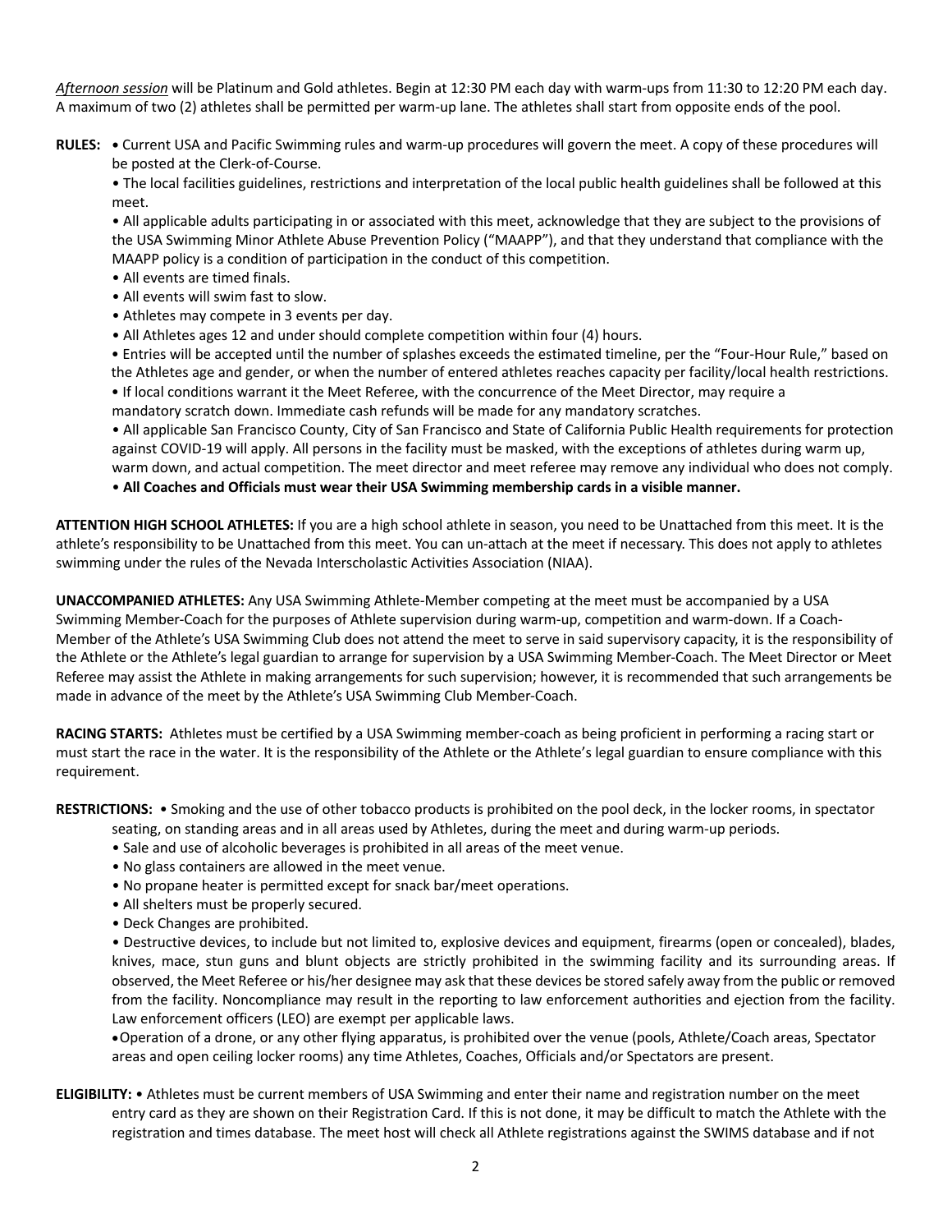*Afternoon session* will be Platinum and Gold athletes. Begin at 12:30 PM each day with warm-ups from 11:30 to 12:20 PM each day. A maximum of two (2) athletes shall be permitted per warm-up lane. The athletes shall start from opposite ends of the pool.

**RULES:** • Current USA and Pacific Swimming rules and warm-up procedures will govern the meet. A copy of these procedures will be posted at the Clerk-of-Course.

• The local facilities guidelines, restrictions and interpretation of the local public health guidelines shall be followed at this meet.

• All applicable adults participating in or associated with this meet, acknowledge that they are subject to the provisions of the USA Swimming Minor Athlete Abuse Prevention Policy ("MAAPP"), and that they understand that compliance with the MAAPP policy is a condition of participation in the conduct of this competition.

• All events are timed finals.

• All events will swim fast to slow.

• Athletes may compete in 3 events per day.

• All Athletes ages 12 and under should complete competition within four (4) hours.

• Entries will be accepted until the number of splashes exceeds the estimated timeline, per the "Four-Hour Rule," based on the Athletes age and gender, or when the number of entered athletes reaches capacity per facility/local health restrictions.

• If local conditions warrant it the Meet Referee, with the concurrence of the Meet Director, may require a mandatory scratch down. Immediate cash refunds will be made for any mandatory scratches.

• All applicable San Francisco County, City of San Francisco and State of California Public Health requirements for protection against COVID-19 will apply. All persons in the facility must be masked, with the exceptions of athletes during warm up, warm down, and actual competition. The meet director and meet referee may remove any individual who does not comply.

• **All Coaches and Officials must wear their USA Swimming membership cards in a visible manner.**

**ATTENTION HIGH SCHOOL ATHLETES:** If you are a high school athlete in season, you need to be Unattached from this meet. It is the athlete's responsibility to be Unattached from this meet. You can un-attach at the meet if necessary. This does not apply to athletes swimming under the rules of the Nevada Interscholastic Activities Association (NIAA).

**UNACCOMPANIED ATHLETES:** Any USA Swimming Athlete-Member competing at the meet must be accompanied by a USA Swimming Member-Coach for the purposes of Athlete supervision during warm-up, competition and warm-down. If a Coach-Member of the Athlete's USA Swimming Club does not attend the meet to serve in said supervisory capacity, it is the responsibility of the Athlete or the Athlete's legal guardian to arrange for supervision by a USA Swimming Member-Coach. The Meet Director or Meet Referee may assist the Athlete in making arrangements for such supervision; however, it is recommended that such arrangements be made in advance of the meet by the Athlete's USA Swimming Club Member-Coach.

**RACING STARTS:** Athletes must be certified by a USA Swimming member-coach as being proficient in performing a racing start or must start the race in the water. It is the responsibility of the Athlete or the Athlete's legal guardian to ensure compliance with this requirement.

**RESTRICTIONS:** • Smoking and the use of other tobacco products is prohibited on the pool deck, in the locker rooms, in spectator seating, on standing areas and in all areas used by Athletes, during the meet and during warm-up periods.

• Sale and use of alcoholic beverages is prohibited in all areas of the meet venue.

• No glass containers are allowed in the meet venue.

• No propane heater is permitted except for snack bar/meet operations.

• All shelters must be properly secured.

• Deck Changes are prohibited.

• Destructive devices, to include but not limited to, explosive devices and equipment, firearms (open or concealed), blades, knives, mace, stun guns and blunt objects are strictly prohibited in the swimming facility and its surrounding areas. If observed, the Meet Referee or his/her designee may ask that these devices be stored safely away from the public or removed from the facility. Noncompliance may result in the reporting to law enforcement authorities and ejection from the facility. Law enforcement officers (LEO) are exempt per applicable laws.

• Operation of a drone, or any other flying apparatus, is prohibited over the venue (pools, Athlete/Coach areas, Spectator areas and open ceiling locker rooms) any time Athletes, Coaches, Officials and/or Spectators are present.

**ELIGIBILITY:** • Athletes must be current members of USA Swimming and enter their name and registration number on the meet entry card as they are shown on their Registration Card. If this is not done, it may be difficult to match the Athlete with the registration and times database. The meet host will check all Athlete registrations against the SWIMS database and if not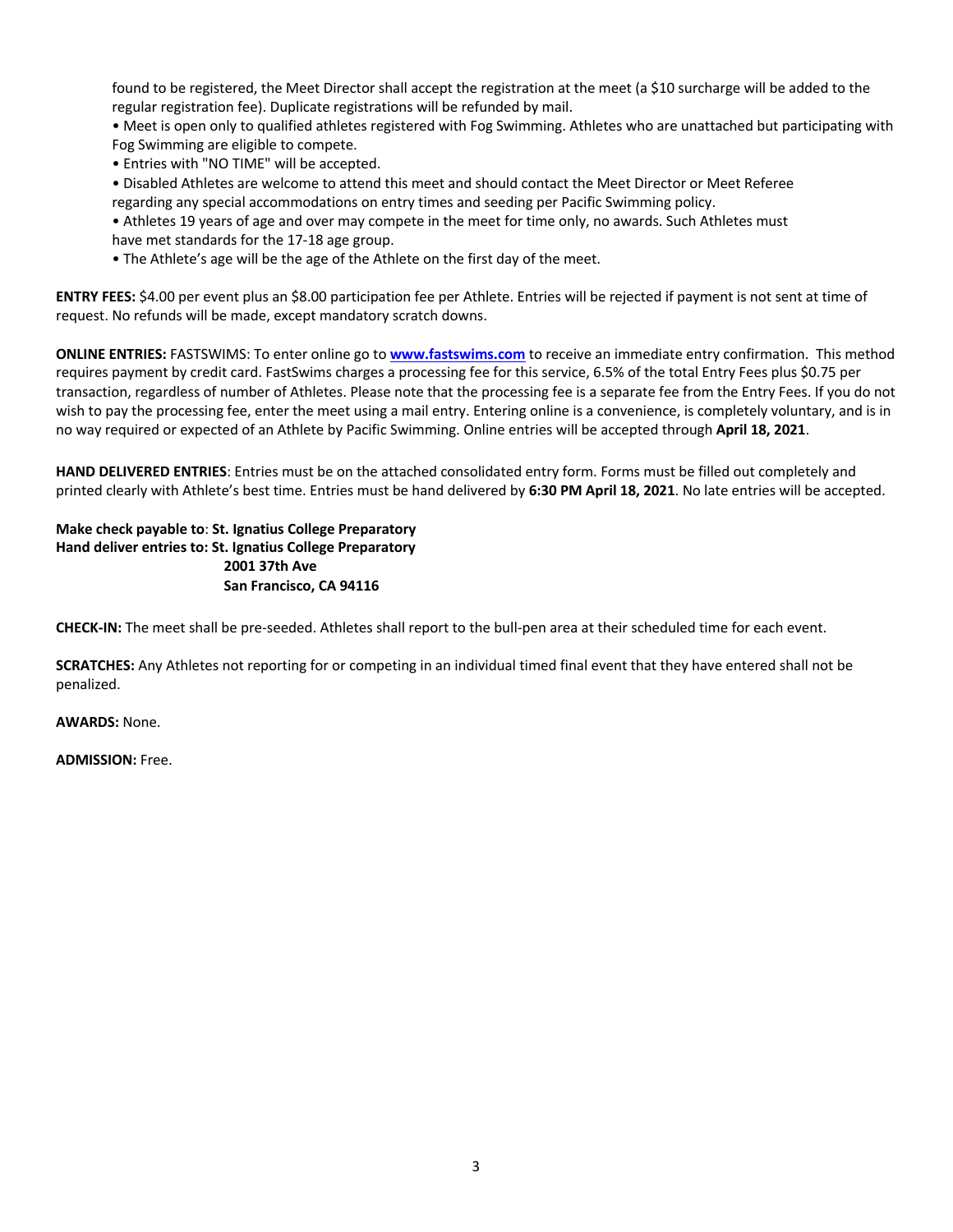found to be registered, the Meet Director shall accept the registration at the meet (a $10 surcharge will be added to the regular registration fee). Duplicate registrations will be refunded by mail.

- Meet is open only to qualified athletes registered with Fog Swimming. Athletes who are unattached but participating with Fog Swimming are eligible to compete.
- Entries with "NO TIME" will be accepted.
- Disabled Athletes are welcome to attend this meet and should contact the Meet Director or Meet Referee regarding any special accommodations on entry times and seeding per Pacific Swimming policy.
- Athletes 19 years of age and over may compete in the meet for time only, no awards. Such Athletes must have met standards for the 17-18 age group.
- The Athlete's age will be the age of the Athlete on the first day of the meet.

**ENTRY FEES:** $4.00 per event plus an $8.00 participation fee per Athlete. Entries will be rejected if payment is not sent at time of request. No refunds will be made, except mandatory scratch downs.

**ONLINE ENTRIES:** FASTSWIMS: To enter online go to **www.fastswims.com** to receive an immediate entry confirmation. This method requires payment by credit card. FastSwims charges a processing fee for this service, 6.5% of the total Entry Fees plus $0.75 per transaction, regardless of number of Athletes. Please note that the processing fee is a separate fee from the Entry Fees. If you do not wish to pay the processing fee, enter the meet using a mail entry. Entering online is a convenience, is completely voluntary, and is in no way required or expected of an Athlete by Pacific Swimming. Online entries will be accepted through **April 18, 2021**.

**HAND DELIVERED ENTRIES**: Entries must be on the attached consolidated entry form. Forms must be filled out completely and printed clearly with Athlete's best time. Entries must be hand delivered by **6:30 PM April 18, 2021**. No late entries will be accepted.

**Make check payable to**: **St. Ignatius College Preparatory**
**Hand deliver entries to: St. Ignatius College Preparatory**
**2001 37th Ave**
**San Francisco, CA 94116**

**CHECK-IN:** The meet shall be pre-seeded. Athletes shall report to the bull-pen area at their scheduled time for each event.

**SCRATCHES:** Any Athletes not reporting for or competing in an individual timed final event that they have entered shall not be penalized.

**AWARDS:** None.

**ADMISSION:** Free.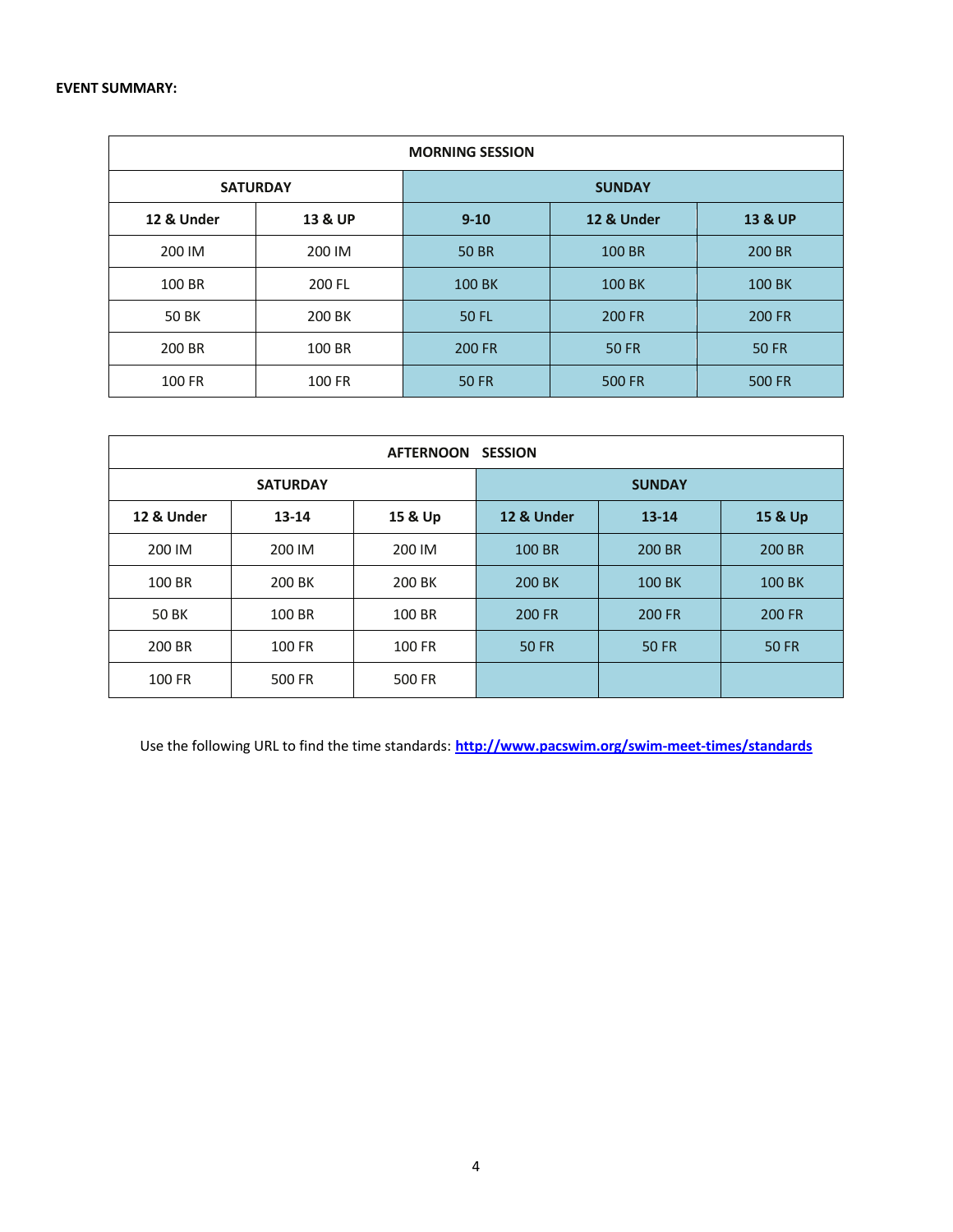**EVENT SUMMARY:**

| MORNING SESSION | | | | |
|---|---|---|---|---|
| SATURDAY | | SUNDAY | | |
| 12 & Under | 13 & UP | 9-10 | 12 & Under | 13 & UP |
| 200 IM | 200 IM | 50 BR | 100 BR | 200 BR |
| 100 BR | 200 FL | 100 BK | 100 BK | 100 BK |
| 50 BK | 200 BK | 50 FL | 200 FR | 200 FR |
| 200 BR | 100 BR | 200 FR | 50 FR | 50 FR |
| 100 FR | 100 FR | 50 FR | 500 FR | 500 FR |

| AFTERNOON SESSION | | | | | |
|---|---|---|---|---|---|
| SATURDAY | | | SUNDAY | | |
| 12 & Under | 13-14 | 15 & Up | 12 & Under | 13-14 | 15 & Up |
| 200 IM | 200 IM | 200 IM | 100 BR | 200 BR | 200 BR |
| 100 BR | 200 BK | 200 BK | 200 BK | 100 BK | 100 BK |
| 50 BK | 100 BR | 100 BR | 200 FR | 200 FR | 200 FR |
| 200 BR | 100 FR | 100 FR | 50 FR | 50 FR | 50 FR |
| 100 FR | 500 FR | 500 FR | | | |

Use the following URL to find the time standards: **http://www.pacswim.org/swim-meet-times/standards**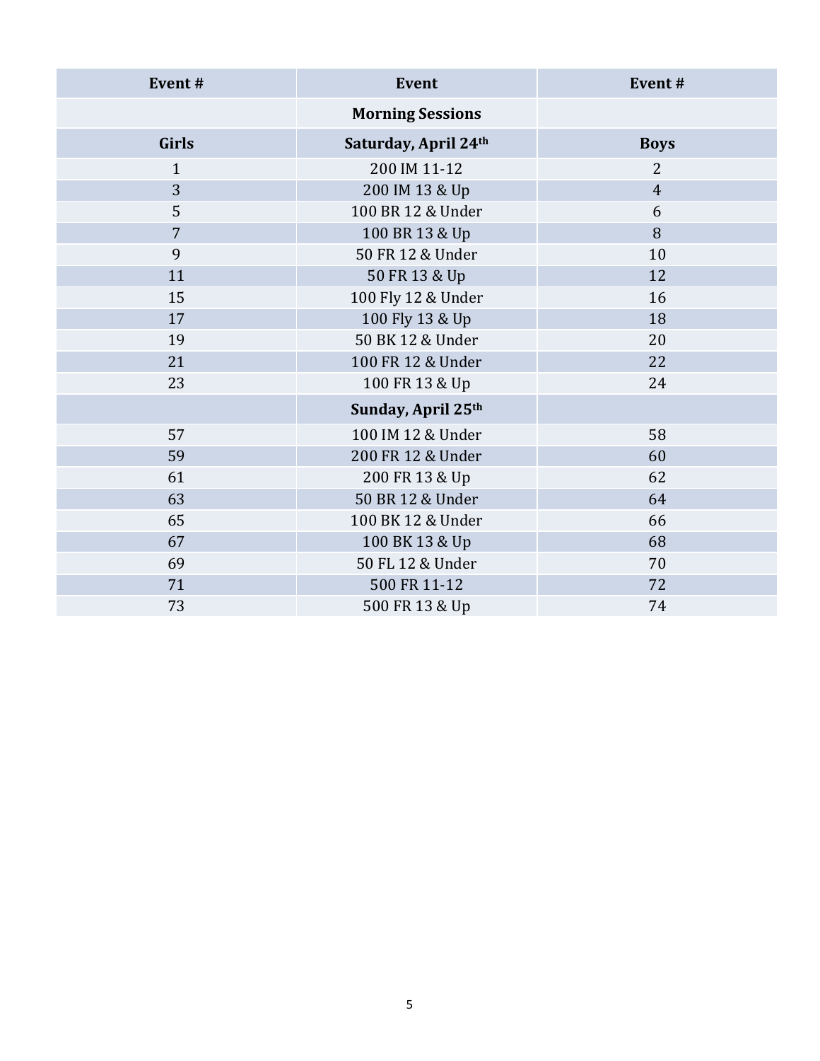| Event # | Event | Event # |
| --- | --- | --- |
| | **Morning Sessions** | |
| **Girls** | **Saturday, April 24th** | **Boys** |
| 1 | 200 IM 11-12 | 2 |
| 3 | 200 IM 13 & Up | 4 |
| 5 | 100 BR 12 & Under | 6 |
| 7 | 100 BR 13 & Up | 8 |
| 9 | 50 FR 12 & Under | 10 |
| 11 | 50 FR 13 & Up | 12 |
| 15 | 100 Fly 12 & Under | 16 |
| 17 | 100 Fly 13 & Up | 18 |
| 19 | 50 BK 12 & Under | 20 |
| 21 | 100 FR 12 & Under | 22 |
| 23 | 100 FR 13 & Up | 24 |
| | **Sunday, April 25th** | |
| 57 | 100 IM 12 & Under | 58 |
| 59 | 200 FR 12 & Under | 60 |
| 61 | 200 FR 13 & Up | 62 |
| 63 | 50 BR 12 & Under | 64 |
| 65 | 100 BK 12 & Under | 66 |
| 67 | 100 BK 13 & Up | 68 |
| 69 | 50 FL 12 & Under | 70 |
| 71 | 500 FR 11-12 | 72 |
| 73 | 500 FR 13 & Up | 74 |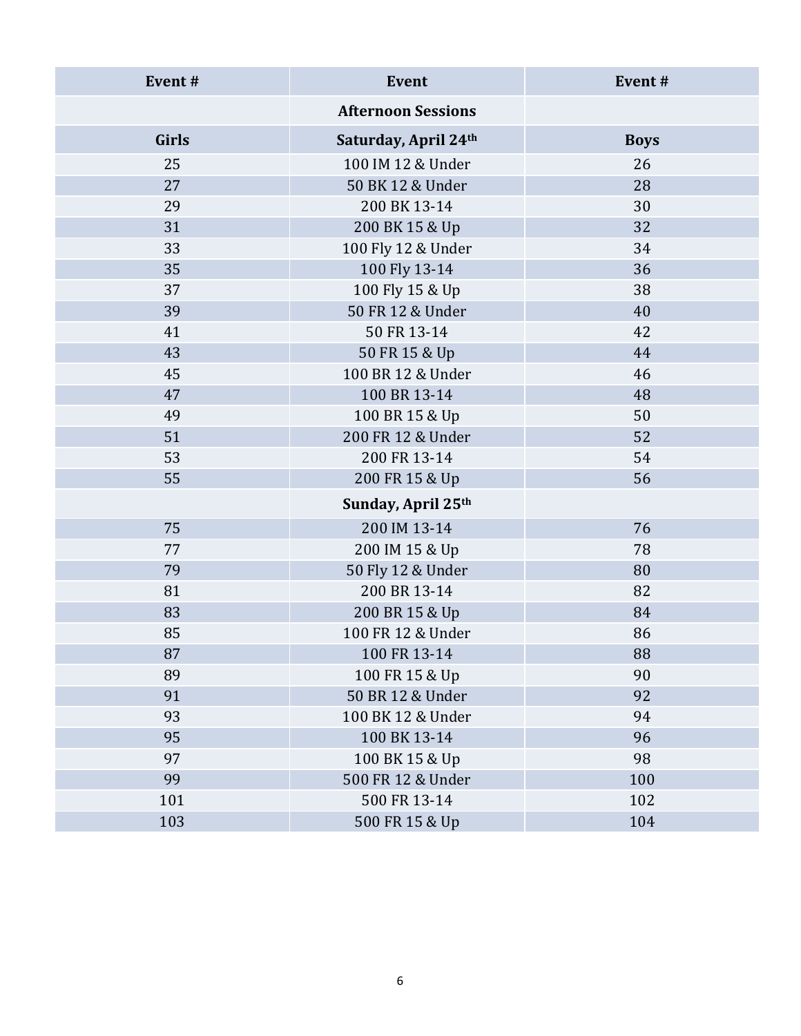| Event # | Event | Event # |
|---|---|---|
| | **Afternoon Sessions** | |
| **Girls** | **Saturday, April 24th** | **Boys** |
| 25 | 100 IM 12 & Under | 26 |
| 27 | 50 BK 12 & Under | 28 |
| 29 | 200 BK 13-14 | 30 |
| 31 | 200 BK 15 & Up | 32 |
| 33 | 100 Fly 12 & Under | 34 |
| 35 | 100 Fly 13-14 | 36 |
| 37 | 100 Fly 15 & Up | 38 |
| 39 | 50 FR 12 & Under | 40 |
| 41 | 50 FR 13-14 | 42 |
| 43 | 50 FR 15 & Up | 44 |
| 45 | 100 BR 12 & Under | 46 |
| 47 | 100 BR 13-14 | 48 |
| 49 | 100 BR 15 & Up | 50 |
| 51 | 200 FR 12 & Under | 52 |
| 53 | 200 FR 13-14 | 54 |
| 55 | 200 FR 15 & Up | 56 |
| | **Sunday, April 25th** | |
| 75 | 200 IM 13-14 | 76 |
| 77 | 200 IM 15 & Up | 78 |
| 79 | 50 Fly 12 & Under | 80 |
| 81 | 200 BR 13-14 | 82 |
| 83 | 200 BR 15 & Up | 84 |
| 85 | 100 FR 12 & Under | 86 |
| 87 | 100 FR 13-14 | 88 |
| 89 | 100 FR 15 & Up | 90 |
| 91 | 50 BR 12 & Under | 92 |
| 93 | 100 BK 12 & Under | 94 |
| 95 | 100 BK 13-14 | 96 |
| 97 | 100 BK 15 & Up | 98 |
| 99 | 500 FR 12 & Under | 100 |
| 101 | 500 FR 13-14 | 102 |
| 103 | 500 FR 15 & Up | 104 |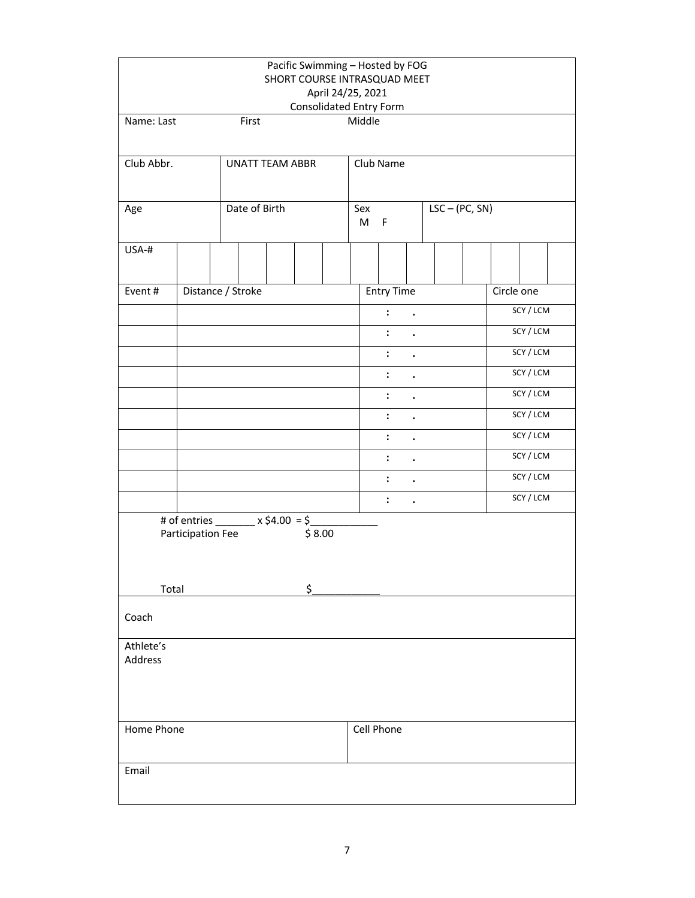Pacific Swimming – Hosted by FOG
SHORT COURSE INTRASQUAD MEET
April 24/25, 2021
Consolidated Entry Form

| Name: Last | First | Middle |
|---|---|---|
| | | |

| Club Abbr. | UNATT TEAM ABBR | Club Name |
|---|---|---|
| | | |

| Age | Date of Birth | Sex M F | LSC – (PC, SN) |
|---|---|---|---|
| | | | |

| USA-# | | | | | | | | | | | | | | |
|---|---|---|---|---|---|---|---|---|---|---|---|---|---|---|
| | | | | | | | | | | | | | | |

| Event # | Distance / Stroke | Entry Time | Circle one |
|---|---|---|---|
| | | : . | SCY / LCM |
| | | : . | SCY / LCM |
| | | : . | SCY / LCM |
| | | : . | SCY / LCM |
| | | : . | SCY / LCM |
| | | : . | SCY / LCM |
| | | : . | SCY / LCM |
| | | : . | SCY / LCM |
| | | : . | SCY / LCM |
| | | : . | SCY / LCM |

# of entries _______ x $4.00 = $____________
Participation Fee $ 8.00

Total $____________

Coach

Athlete's Address

| Home Phone | Cell Phone |
|---|---|
| | |

Email